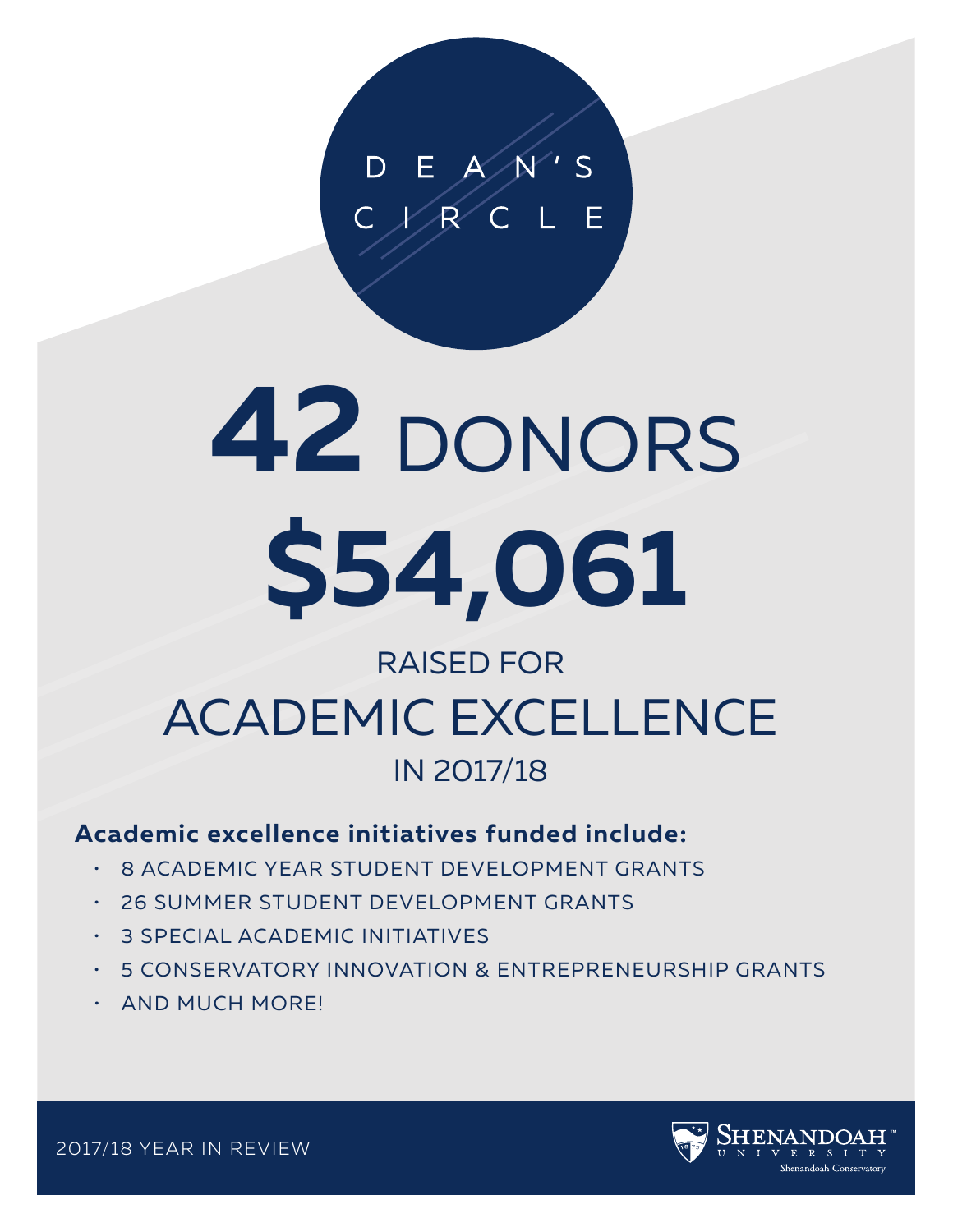# DEAN'S CIRCLE

# 42 DONORS

# $54,061

## RAISED FOR ACADEMIC EXCELLENCE IN 2017/18

**Academic excellence initiatives funded include:**

- 8 ACADEMIC YEAR STUDENT DEVELOPMENT GRANTS
- 26 SUMMER STUDENT DEVELOPMENT GRANTS
- 3 SPECIAL ACADEMIC INITIATIVES
- 5 CONSERVATORY INNOVATION & ENTREPRENEURSHIP GRANTS
- AND MUCH MORE!

2017/18 YEAR IN REVIEW

Shenandoah University
Shenandoah Conservatory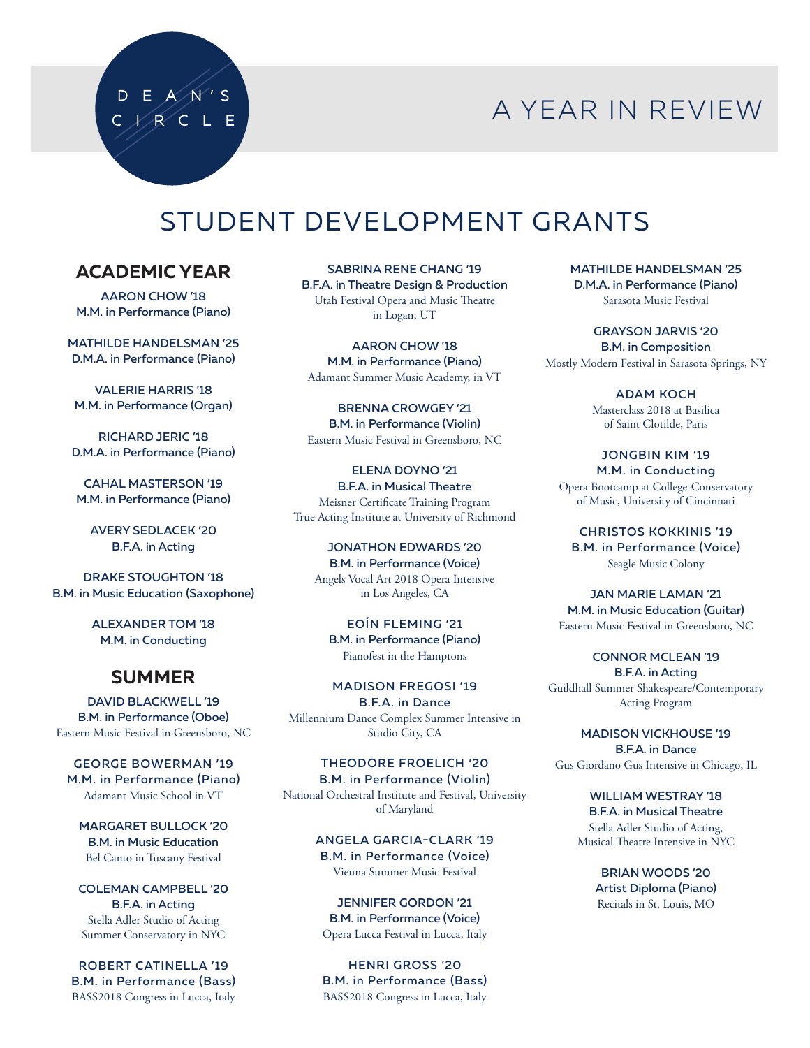DEAN'S CIRCLE

# A YEAR IN REVIEW

## STUDENT DEVELOPMENT GRANTS

### ACADEMIC YEAR

**AARON CHOW '18**
**M.M. in Performance (Piano)**

**MATHILDE HANDELSMAN '25**
**D.M.A. in Performance (Piano)**

**VALERIE HARRIS '18**
**M.M. in Performance (Organ)**

**RICHARD JERIC '18**
**D.M.A. in Performance (Piano)**

**CAHAL MASTERSON '19**
**M.M. in Performance (Piano)**

**AVERY SEDLACEK '20**
**B.F.A. in Acting**

**DRAKE STOUGHTON '18**
**B.M. in Music Education (Saxophone)**

**ALEXANDER TOM '18**
**M.M. in Conducting**

### SUMMER

**DAVID BLACKWELL '19**
**B.M. in Performance (Oboe)**
Eastern Music Festival in Greensboro, NC

**GEORGE BOWERMAN '19**
**M.M. in Performance (Piano)**
Adamant Music School in VT

**MARGARET BULLOCK '20**
**B.M. in Music Education**
Bel Canto in Tuscany Festival

**COLEMAN CAMPBELL '20**
**B.F.A. in Acting**
Stella Adler Studio of Acting Summer Conservatory in NYC

**ROBERT CATINELLA '19**
**B.M. in Performance (Bass)**
BASS2018 Congress in Lucca, Italy

**SABRINA RENE CHANG '19**
**B.F.A. in Theatre Design & Production**
Utah Festival Opera and Music Theatre in Logan, UT

**AARON CHOW '18**
**M.M. in Performance (Piano)**
Adamant Summer Music Academy, in VT

**BRENNA CROWGEY '21**
**B.M. in Performance (Violin)**
Eastern Music Festival in Greensboro, NC

**ELENA DOYNO '21**
**B.F.A. in Musical Theatre**
Meisner Certificate Training Program
True Acting Institute at University of Richmond

**JONATHON EDWARDS '20**
**B.M. in Performance (Voice)**
Angels Vocal Art 2018 Opera Intensive in Los Angeles, CA

**EOÍN FLEMING '21**
**B.M. in Performance (Piano)**
Pianofest in the Hamptons

**MADISON FREGOSI '19**
**B.F.A. in Dance**
Millennium Dance Complex Summer Intensive in Studio City, CA

**THEODORE FROELICH '20**
**B.M. in Performance (Violin)**
National Orchestral Institute and Festival, University of Maryland

**ANGELA GARCIA-CLARK '19**
**B.M. in Performance (Voice)**
Vienna Summer Music Festival

**JENNIFER GORDON '21**
**B.M. in Performance (Voice)**
Opera Lucca Festival in Lucca, Italy

**HENRI GROSS '20**
**B.M. in Performance (Bass)**
BASS2018 Congress in Lucca, Italy

**MATHILDE HANDELSMAN '25**
**D.M.A. in Performance (Piano)**
Sarasota Music Festival

**GRAYSON JARVIS '20**
**B.M. in Composition**
Mostly Modern Festival in Sarasota Springs, NY

**ADAM KOCH**
Masterclass 2018 at Basilica of Saint Clotilde, Paris

**JONGBIN KIM '19**
**M.M. in Conducting**
Opera Bootcamp at College-Conservatory of Music, University of Cincinnati

**CHRISTOS KOKKINIS '19**
**B.M. in Performance (Voice)**
Seagle Music Colony

**JAN MARIE LAMAN '21**
**M.M. in Music Education (Guitar)**
Eastern Music Festival in Greensboro, NC

**CONNOR MCLEAN '19**
**B.F.A. in Acting**
Guildhall Summer Shakespeare/Contemporary Acting Program

**MADISON VICKHOUSE '19**
**B.F.A. in Dance**
Gus Giordano Gus Intensive in Chicago, IL

**WILLIAM WESTRAY '18**
**B.F.A. in Musical Theatre**
Stella Adler Studio of Acting, Musical Theatre Intensive in NYC

**BRIAN WOODS '20**
**Artist Diploma (Piano)**
Recitals in St. Louis, MO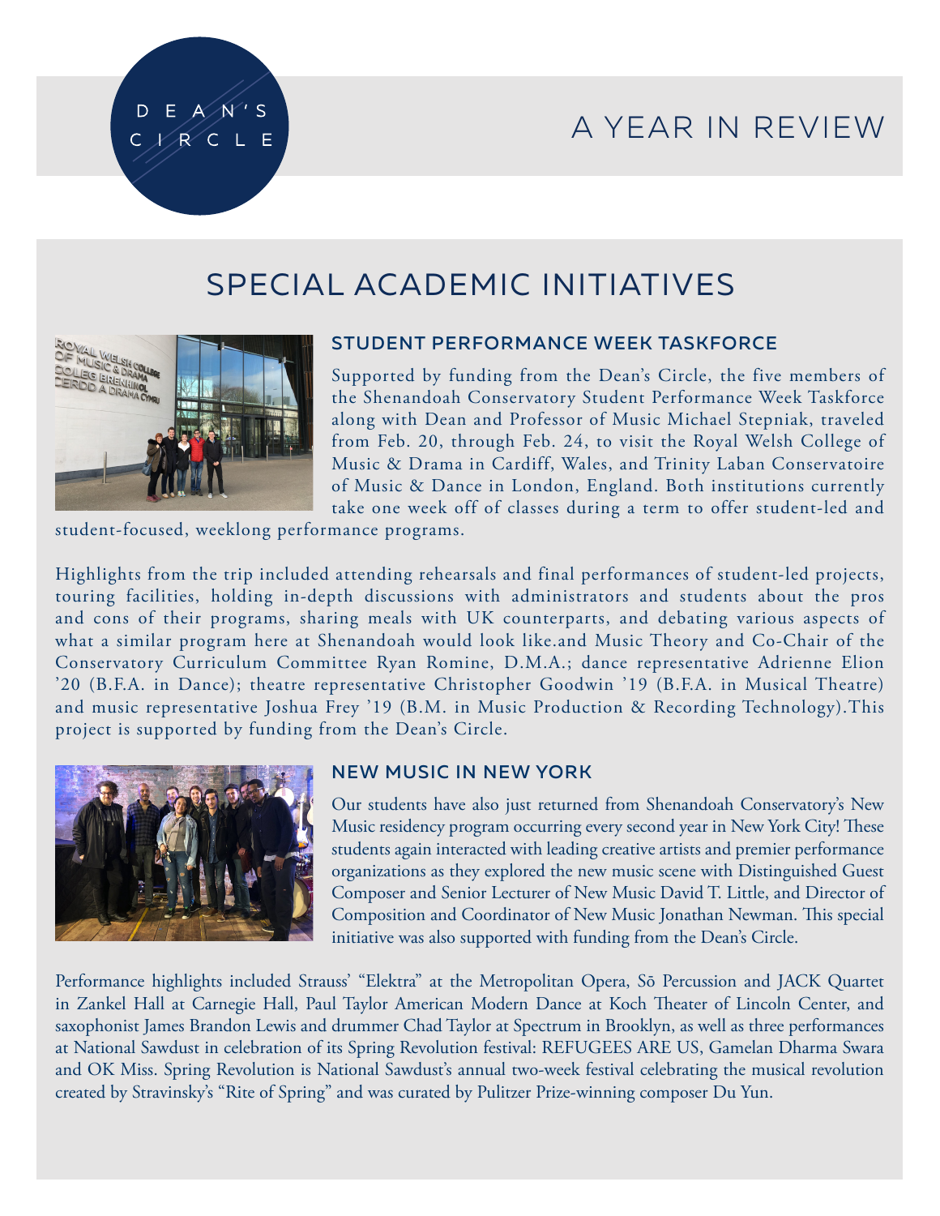# A YEAR IN REVIEW

## SPECIAL ACADEMIC INITIATIVES

### STUDENT PERFORMANCE WEEK TASKFORCE

Supported by funding from the Dean's Circle, the five members of the Shenandoah Conservatory Student Performance Week Taskforce along with Dean and Professor of Music Michael Stepniak, traveled from Feb. 20, through Feb. 24, to visit the Royal Welsh College of Music & Drama in Cardiff, Wales, and Trinity Laban Conservatoire of Music & Dance in London, England. Both institutions currently take one week off of classes during a term to offer student-led and student-focused, weeklong performance programs.

Highlights from the trip included attending rehearsals and final performances of student-led projects, touring facilities, holding in-depth discussions with administrators and students about the pros and cons of their programs, sharing meals with UK counterparts, and debating various aspects of what a similar program here at Shenandoah would look like.and Music Theory and Co-Chair of the Conservatory Curriculum Committee Ryan Romine, D.M.A.; dance representative Adrienne Elion '20 (B.F.A. in Dance); theatre representative Christopher Goodwin '19 (B.F.A. in Musical Theatre) and music representative Joshua Frey '19 (B.M. in Music Production & Recording Technology).This project is supported by funding from the Dean's Circle.

### NEW MUSIC IN NEW YORK

Our students have also just returned from Shenandoah Conservatory's New Music residency program occurring every second year in New York City! These students again interacted with leading creative artists and premier performance organizations as they explored the new music scene with Distinguished Guest Composer and Senior Lecturer of New Music David T. Little, and Director of Composition and Coordinator of New Music Jonathan Newman. This special initiative was also supported with funding from the Dean's Circle.

Performance highlights included Strauss' "Elektra" at the Metropolitan Opera, Sō Percussion and JACK Quartet in Zankel Hall at Carnegie Hall, Paul Taylor American Modern Dance at Koch Theater of Lincoln Center, and saxophonist James Brandon Lewis and drummer Chad Taylor at Spectrum in Brooklyn, as well as three performances at National Sawdust in celebration of its Spring Revolution festival: REFUGEES ARE US, Gamelan Dharma Swara and OK Miss. Spring Revolution is National Sawdust's annual two-week festival celebrating the musical revolution created by Stravinsky's "Rite of Spring" and was curated by Pulitzer Prize-winning composer Du Yun.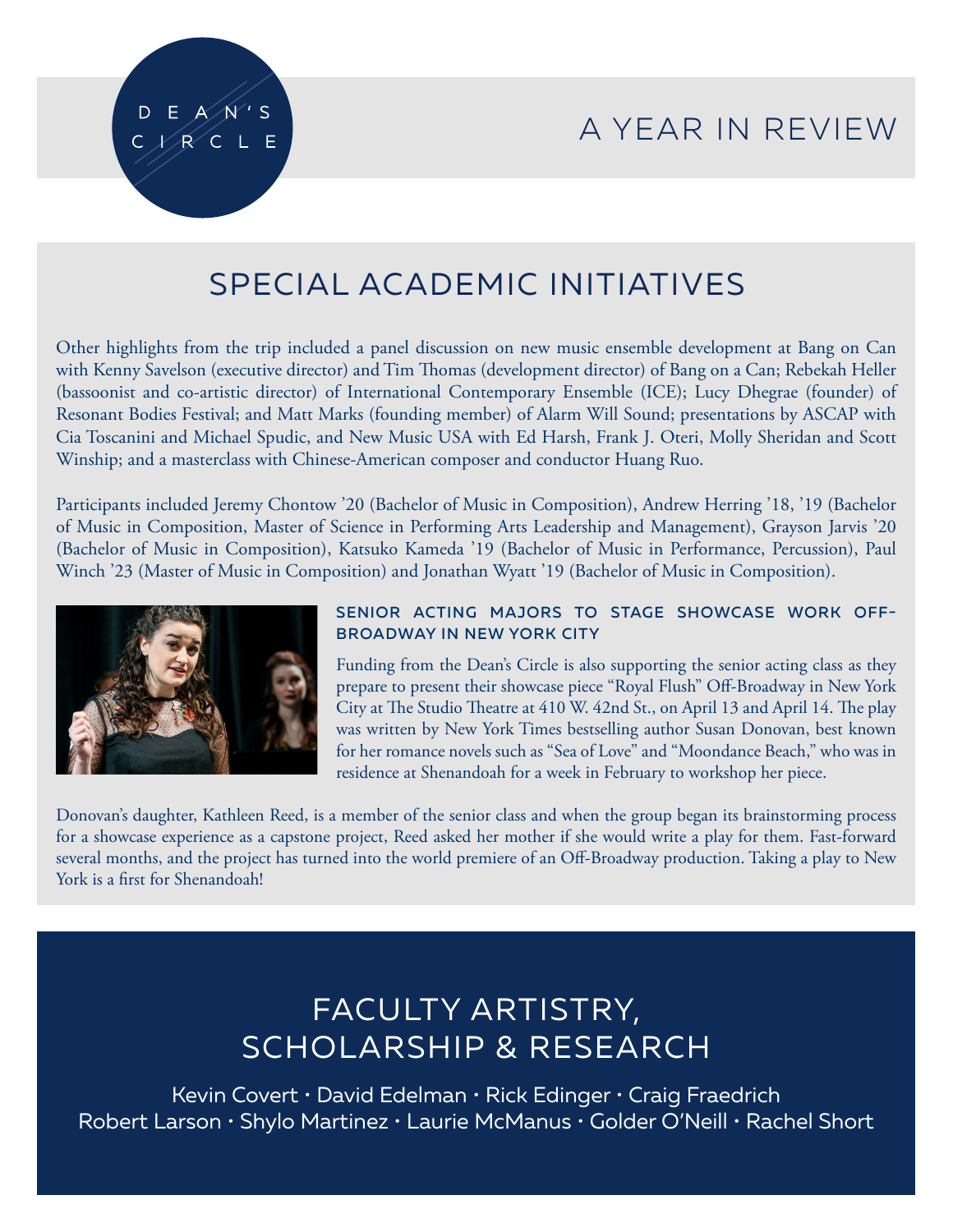DEAN'S CIRCLE

# A YEAR IN REVIEW

## SPECIAL ACADEMIC INITIATIVES

Other highlights from the trip included a panel discussion on new music ensemble development at Bang on Can with Kenny Savelson (executive director) and Tim Thomas (development director) of Bang on a Can; Rebekah Heller (bassoonist and co-artistic director) of International Contemporary Ensemble (ICE); Lucy Dhegrae (founder) of Resonant Bodies Festival; and Matt Marks (founding member) of Alarm Will Sound; presentations by ASCAP with Cia Toscanini and Michael Spudic, and New Music USA with Ed Harsh, Frank J. Oteri, Molly Sheridan and Scott Winship; and a masterclass with Chinese-American composer and conductor Huang Ruo.

Participants included Jeremy Chontow '20 (Bachelor of Music in Composition), Andrew Herring '18, '19 (Bachelor of Music in Composition, Master of Science in Performing Arts Leadership and Management), Grayson Jarvis '20 (Bachelor of Music in Composition), Katsuko Kameda '19 (Bachelor of Music in Performance, Percussion), Paul Winch '23 (Master of Music in Composition) and Jonathan Wyatt '19 (Bachelor of Music in Composition).

### SENIOR ACTING MAJORS TO STAGE SHOWCASE WORK OFF-BROADWAY IN NEW YORK CITY

Funding from the Dean's Circle is also supporting the senior acting class as they prepare to present their showcase piece "Royal Flush" Off-Broadway in New York City at The Studio Theatre at 410 W. 42nd St., on April 13 and April 14. The play was written by New York Times bestselling author Susan Donovan, best known for her romance novels such as "Sea of Love" and "Moondance Beach," who was in residence at Shenandoah for a week in February to workshop her piece.

Donovan's daughter, Kathleen Reed, is a member of the senior class and when the group began its brainstorming process for a showcase experience as a capstone project, Reed asked her mother if she would write a play for them. Fast-forward several months, and the project has turned into the world premiere of an Off-Broadway production. Taking a play to New York is a first for Shenandoah!

## FACULTY ARTISTRY, SCHOLARSHIP & RESEARCH

Kevin Covert • David Edelman • Rick Edinger • Craig Fraedrich
Robert Larson • Shylo Martinez • Laurie McManus • Golder O'Neill • Rachel Short